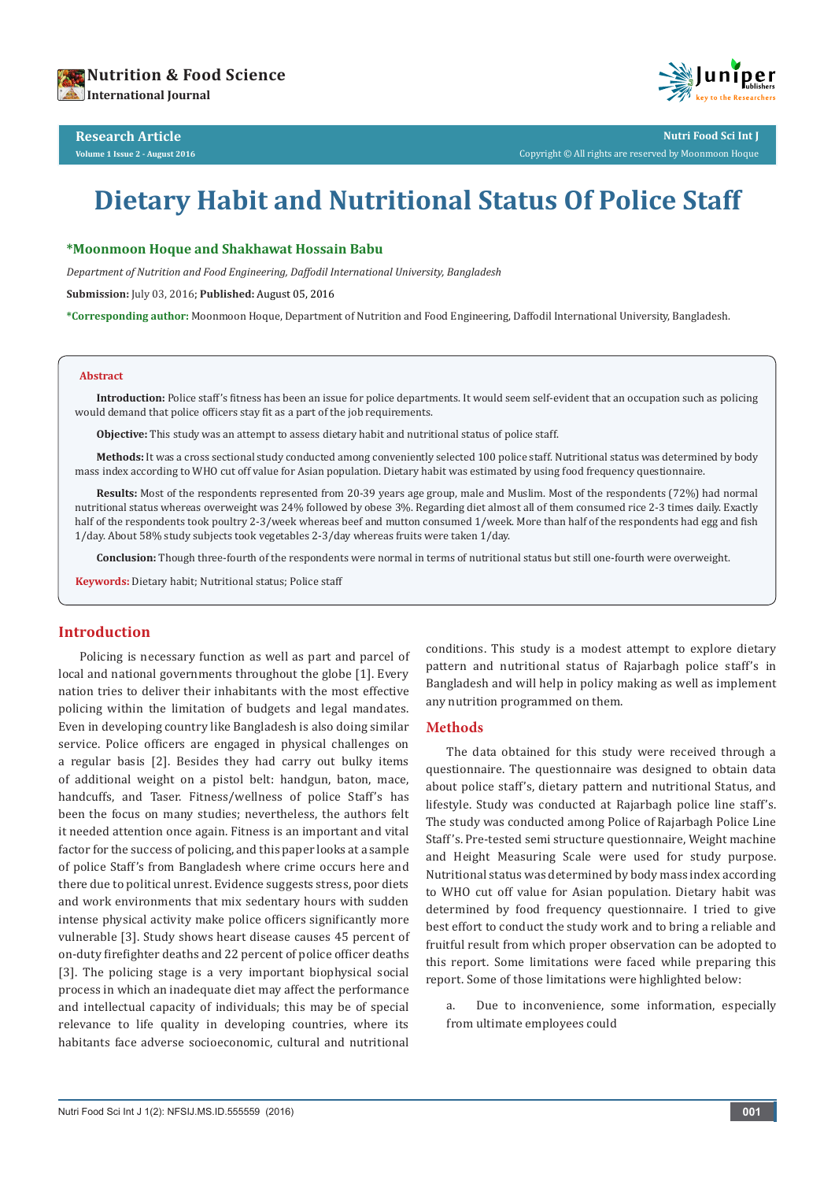# Dietary Habit and Nutritional Status Of Police Staff

**\*Moonmoon Hoque and Shakhawat Hossain Babu**

*Department of Nutrition and Food Engineering, Daffodil International University, Bangladesh*

**Submission:** July 03, 2016; **Published:** August 05, 2016

**\*Corresponding author:** Moonmoon Hoque, Department of Nutrition and Food Engineering, Daffodil International University, Bangladesh.

## Abstract

**Introduction:** Police staff's fitness has been an issue for police departments. It would seem self-evident that an occupation such as policing would demand that police officers stay fit as a part of the job requirements.

**Objective:** This study was an attempt to assess dietary habit and nutritional status of police staff.

**Methods:** It was a cross sectional study conducted among conveniently selected 100 police staff. Nutritional status was determined by body mass index according to WHO cut off value for Asian population. Dietary habit was estimated by using food frequency questionnaire.

**Results:** Most of the respondents represented from 20-39 years age group, male and Muslim. Most of the respondents (72%) had normal nutritional status whereas overweight was 24% followed by obese 3%. Regarding diet almost all of them consumed rice 2-3 times daily. Exactly half of the respondents took poultry 2-3/week whereas beef and mutton consumed 1/week. More than half of the respondents had egg and fish 1/day. About 58% study subjects took vegetables 2-3/day whereas fruits were taken 1/day.

**Conclusion:** Though three-fourth of the respondents were normal in terms of nutritional status but still one-fourth were overweight.

**Keywords:** Dietary habit; Nutritional status; Police staff

## Introduction

Policing is necessary function as well as part and parcel of local and national governments throughout the globe [1]. Every nation tries to deliver their inhabitants with the most effective policing within the limitation of budgets and legal mandates. Even in developing country like Bangladesh is also doing similar service. Police officers are engaged in physical challenges on a regular basis [2]. Besides they had carry out bulky items of additional weight on a pistol belt: handgun, baton, mace, handcuffs, and Taser. Fitness/wellness of police Staff's has been the focus on many studies; nevertheless, the authors felt it needed attention once again. Fitness is an important and vital factor for the success of policing, and this paper looks at a sample of police Staff's from Bangladesh where crime occurs here and there due to political unrest. Evidence suggests stress, poor diets and work environments that mix sedentary hours with sudden intense physical activity make police officers significantly more vulnerable [3]. Study shows heart disease causes 45 percent of on-duty firefighter deaths and 22 percent of police officer deaths [3]. The policing stage is a very important biophysical social process in which an inadequate diet may affect the performance and intellectual capacity of individuals; this may be of special relevance to life quality in developing countries, where its habitants face adverse socioeconomic, cultural and nutritional conditions. This study is a modest attempt to explore dietary pattern and nutritional status of Rajarbagh police staff's in Bangladesh and will help in policy making as well as implement any nutrition programmed on them.

## Methods

The data obtained for this study were received through a questionnaire. The questionnaire was designed to obtain data about police staff's, dietary pattern and nutritional Status, and lifestyle. Study was conducted at Rajarbagh police line staff's. The study was conducted among Police of Rajarbagh Police Line Staff's. Pre-tested semi structure questionnaire, Weight machine and Height Measuring Scale were used for study purpose. Nutritional status was determined by body mass index according to WHO cut off value for Asian population. Dietary habit was determined by food frequency questionnaire. I tried to give best effort to conduct the study work and to bring a reliable and fruitful result from which proper observation can be adopted to this report. Some limitations were faced while preparing this report. Some of those limitations were highlighted below:

a. Due to inconvenience, some information, especially from ultimate employees could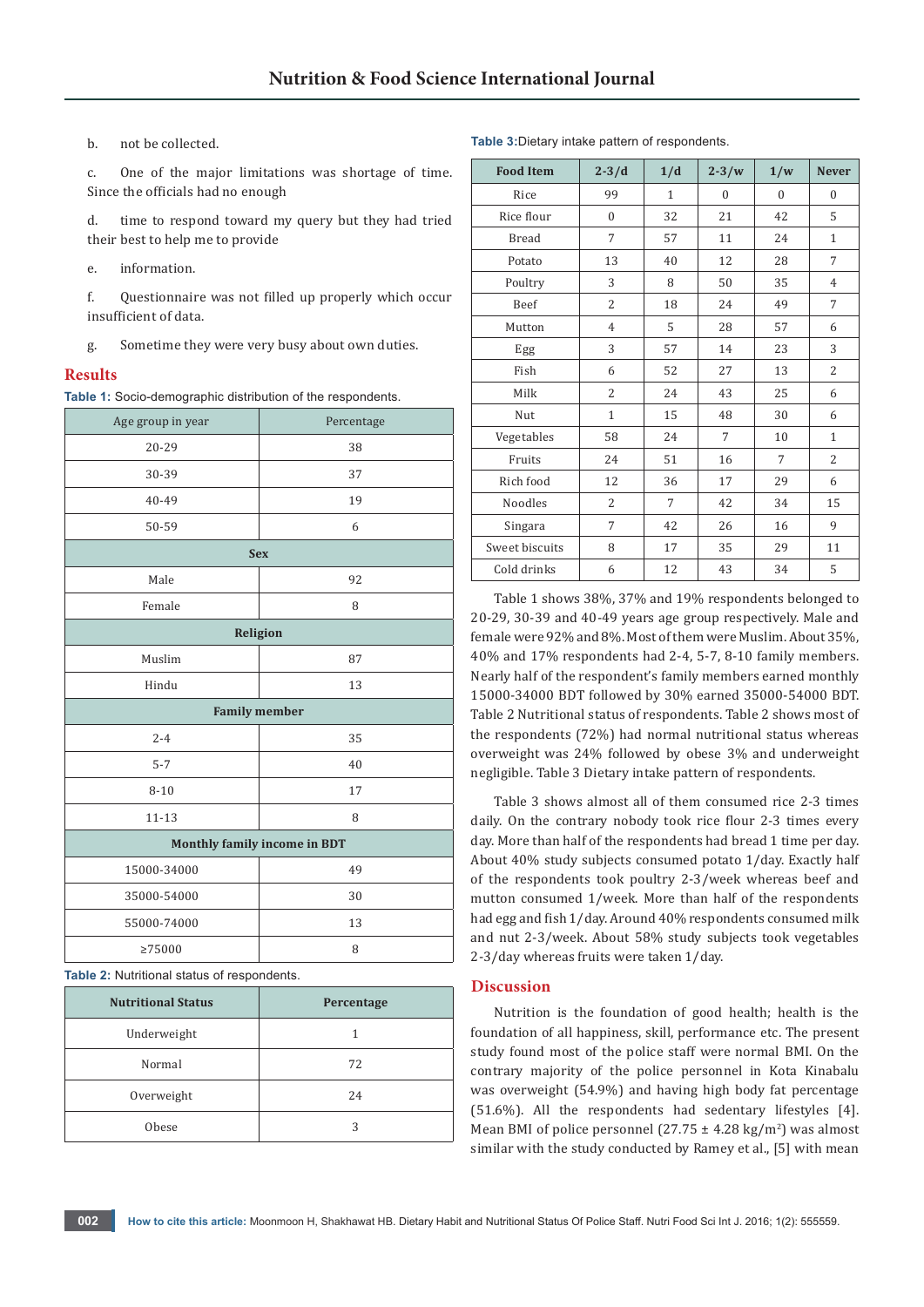b. not be collected.

c. One of the major limitations was shortage of time. Since the officials had no enough

d. time to respond toward my query but they had tried their best to help me to provide

e. information.

f. Questionnaire was not filled up properly which occur insufficient of data.

g. Sometime they were very busy about own duties.

## Results

**Table 1:** Socio-demographic distribution of the respondents.

| Age group in year | Percentage |
|---|---|
| 20-29 | 38 |
| 30-39 | 37 |
| 40-49 | 19 |
| 50-59 | 6 |
| **Sex** | |
| Male | 92 |
| Female | 8 |
| **Religion** | |
| Muslim | 87 |
| Hindu | 13 |
| **Family member** | |
| 2-4 | 35 |
| 5-7 | 40 |
| 8-10 | 17 |
| 11-13 | 8 |
| **Monthly family income in BDT** | |
| 15000-34000 | 49 |
| 35000-54000 | 30 |
| 55000-74000 | 13 |
| ≥75000 | 8 |

**Table 2:** Nutritional status of respondents.

| Nutritional Status | Percentage |
|---|---|
| Underweight | 1 |
| Normal | 72 |
| Overweight | 24 |
| Obese | 3 |

**Table 3:** Dietary intake pattern of respondents.

| Food Item | 2-3/d | 1/d | 2-3/w | 1/w | Never |
|---|---|---|---|---|---|
| Rice | 99 | 1 | 0 | 0 | 0 |
| Rice flour | 0 | 32 | 21 | 42 | 5 |
| Bread | 7 | 57 | 11 | 24 | 1 |
| Potato | 13 | 40 | 12 | 28 | 7 |
| Poultry | 3 | 8 | 50 | 35 | 4 |
| Beef | 2 | 18 | 24 | 49 | 7 |
| Mutton | 4 | 5 | 28 | 57 | 6 |
| Egg | 3 | 57 | 14 | 23 | 3 |
| Fish | 6 | 52 | 27 | 13 | 2 |
| Milk | 2 | 24 | 43 | 25 | 6 |
| Nut | 1 | 15 | 48 | 30 | 6 |
| Vegetables | 58 | 24 | 7 | 10 | 1 |
| Fruits | 24 | 51 | 16 | 7 | 2 |
| Rich food | 12 | 36 | 17 | 29 | 6 |
| Noodles | 2 | 7 | 42 | 34 | 15 |
| Singara | 7 | 42 | 26 | 16 | 9 |
| Sweet biscuits | 8 | 17 | 35 | 29 | 11 |
| Cold drinks | 6 | 12 | 43 | 34 | 5 |

Table 1 shows 38%, 37% and 19% respondents belonged to 20-29, 30-39 and 40-49 years age group respectively. Male and female were 92% and 8%. Most of them were Muslim. About 35%, 40% and 17% respondents had 2-4, 5-7, 8-10 family members. Nearly half of the respondent's family members earned monthly 15000-34000 BDT followed by 30% earned 35000-54000 BDT. Table 2 Nutritional status of respondents. Table 2 shows most of the respondents (72%) had normal nutritional status whereas overweight was 24% followed by obese 3% and underweight negligible. Table 3 Dietary intake pattern of respondents.

Table 3 shows almost all of them consumed rice 2-3 times daily. On the contrary nobody took rice flour 2-3 times every day. More than half of the respondents had bread 1 time per day. About 40% study subjects consumed potato 1/day. Exactly half of the respondents took poultry 2-3/week whereas beef and mutton consumed 1/week. More than half of the respondents had egg and fish 1/day. Around 40% respondents consumed milk and nut 2-3/week. About 58% study subjects took vegetables 2-3/day whereas fruits were taken 1/day.

## Discussion

Nutrition is the foundation of good health; health is the foundation of all happiness, skill, performance etc. The present study found most of the police staff were normal BMI. On the contrary majority of the police personnel in Kota Kinabalu was overweight (54.9%) and having high body fat percentage (51.6%). All the respondents had sedentary lifestyles [4]. Mean BMI of police personnel ($27.75 \pm 4.28$ kg/m$^2$) was almost similar with the study conducted by Ramey et al., [5] with mean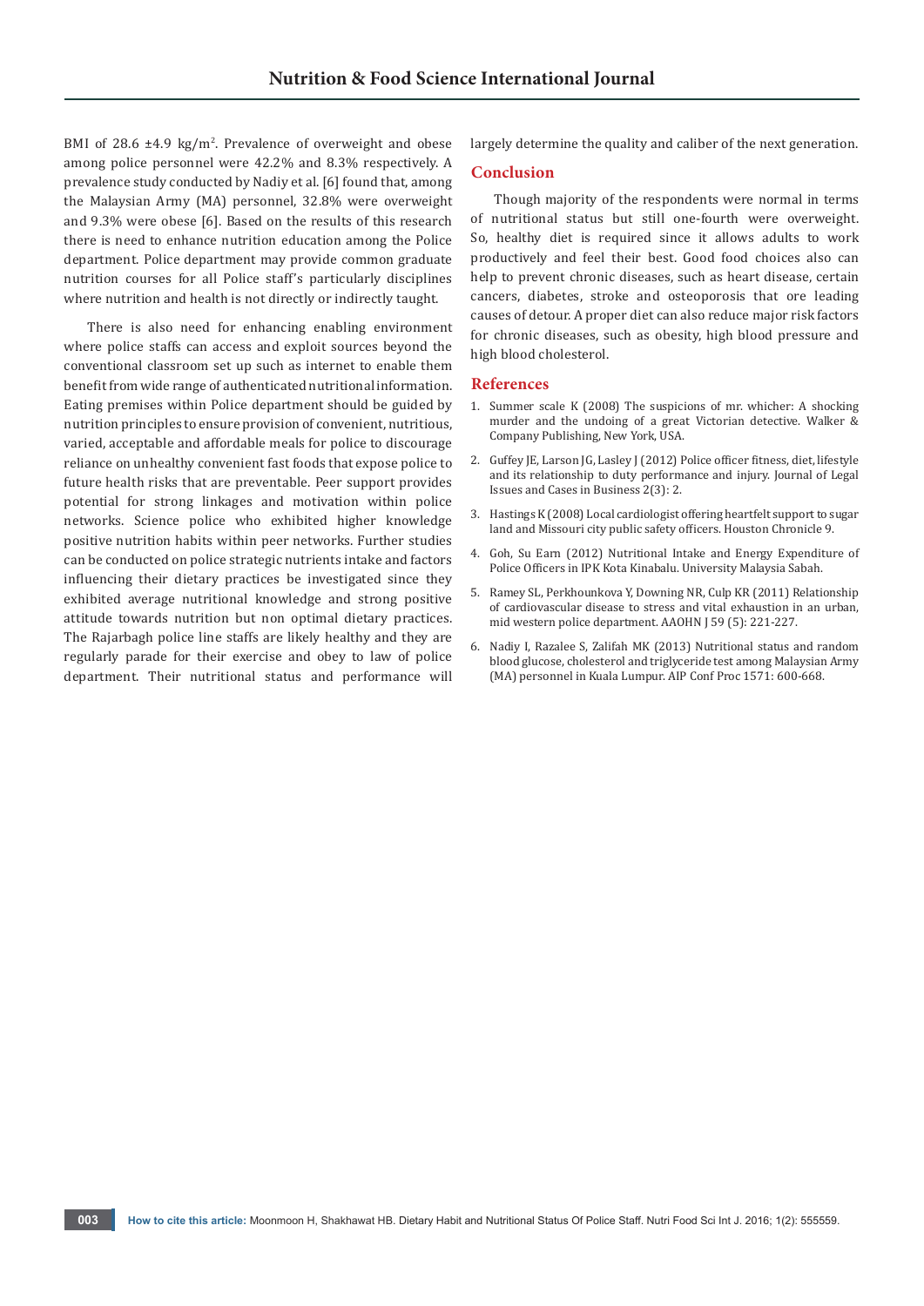BMI of 28.6 ±4.9 kg/m$^2$. Prevalence of overweight and obese among police personnel were 42.2% and 8.3% respectively. A prevalence study conducted by Nadiy et al. [6] found that, among the Malaysian Army (MA) personnel, 32.8% were overweight and 9.3% were obese [6]. Based on the results of this research there is need to enhance nutrition education among the Police department. Police department may provide common graduate nutrition courses for all Police staff's particularly disciplines where nutrition and health is not directly or indirectly taught.

There is also need for enhancing enabling environment where police staffs can access and exploit sources beyond the conventional classroom set up such as internet to enable them benefit from wide range of authenticated nutritional information. Eating premises within Police department should be guided by nutrition principles to ensure provision of convenient, nutritious, varied, acceptable and affordable meals for police to discourage reliance on unhealthy convenient fast foods that expose police to future health risks that are preventable. Peer support provides potential for strong linkages and motivation within police networks. Science police who exhibited higher knowledge positive nutrition habits within peer networks. Further studies can be conducted on police strategic nutrients intake and factors influencing their dietary practices be investigated since they exhibited average nutritional knowledge and strong positive attitude towards nutrition but non optimal dietary practices. The Rajarbagh police line staffs are likely healthy and they are regularly parade for their exercise and obey to law of police department. Their nutritional status and performance will largely determine the quality and caliber of the next generation.

## Conclusion

Though majority of the respondents were normal in terms of nutritional status but still one-fourth were overweight. So, healthy diet is required since it allows adults to work productively and feel their best. Good food choices also can help to prevent chronic diseases, such as heart disease, certain cancers, diabetes, stroke and osteoporosis that ore leading causes of detour. A proper diet can also reduce major risk factors for chronic diseases, such as obesity, high blood pressure and high blood cholesterol.

## References

1. Summer scale K (2008) The suspicions of mr. whicher: A shocking murder and the undoing of a great Victorian detective. Walker & Company Publishing, New York, USA.
2. Guffey JE, Larson JG, Lasley J (2012) Police officer fitness, diet, lifestyle and its relationship to duty performance and injury. Journal of Legal Issues and Cases in Business 2(3): 2.
3. Hastings K (2008) Local cardiologist offering heartfelt support to sugar land and Missouri city public safety officers. Houston Chronicle 9.
4. Goh, Su Earn (2012) Nutritional Intake and Energy Expenditure of Police Officers in IPK Kota Kinabalu. University Malaysia Sabah.
5. Ramey SL, Perkhounkova Y, Downing NR, Culp KR (2011) Relationship of cardiovascular disease to stress and vital exhaustion in an urban, mid western police department. AAOHN J 59 (5): 221-227.
6. Nadiy I, Razalee S, Zalifah MK (2013) Nutritional status and random blood glucose, cholesterol and triglyceride test among Malaysian Army (MA) personnel in Kuala Lumpur. AIP Conf Proc 1571: 600-668.

**How to cite this article:** Moonmoon H, Shakhawat HB. Dietary Habit and Nutritional Status Of Police Staff. Nutri Food Sci Int J. 2016; 1(2): 555559.